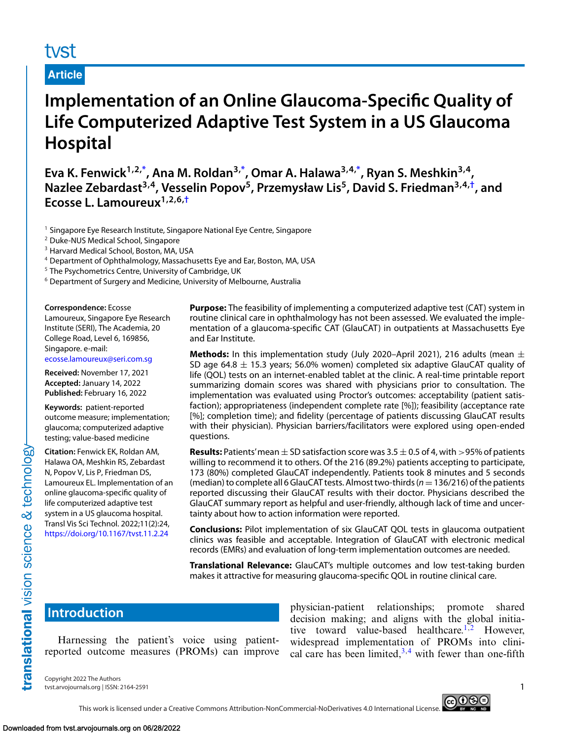Article

# Implementation of an Online Glaucoma-Specific Quality of Life Computerized Adaptive Test System in a US Glaucoma Hospital

**Eva K. Fenwick[1,2,*], Ana M. Roldan[3,*], Omar A. Halawa[3,4,*], Ryan S. Meshkin[3,4], Nazlee Zebardast[3,4], Vesselin Popov[5], Przemysław Lis[5], David S. Friedman[3,4,†], and Ecosse L. Lamoureux[1,2,6,†]**

[1] Singapore Eye Research Institute, Singapore National Eye Centre, Singapore
[2] Duke-NUS Medical School, Singapore
[3] Harvard Medical School, Boston, MA, USA
[4] Department of Ophthalmology, Massachusetts Eye and Ear, Boston, MA, USA
[5] The Psychometrics Centre, University of Cambridge, UK
[6] Department of Surgery and Medicine, University of Melbourne, Australia

**Correspondence:** Ecosse Lamoureux, Singapore Eye Research Institute (SERI), The Academia, 20 College Road, Level 6, 169856, Singapore. e-mail: ecosse.lamoureux@seri.com.sg

**Received:** November 17, 2021
**Accepted:** January 14, 2022
**Published:** February 16, 2022

**Keywords:** patient-reported outcome measure; implementation; glaucoma; computerized adaptive testing; value-based medicine

**Citation:** Fenwick EK, Roldan AM, Halawa OA, Meshkin RS, Zebardast N, Popov V, Lis P, Friedman DS, Lamoureux EL. Implementation of an online glaucoma-specific quality of life computerized adaptive test system in a US glaucoma hospital. Transl Vis Sci Technol. 2022;11(2):24, https://doi.org/10.1167/tvst.11.2.24

**Purpose:** The feasibility of implementing a computerized adaptive test (CAT) system in routine clinical care in ophthalmology has not been assessed. We evaluated the implementation of a glaucoma-specific CAT (GlauCAT) in outpatients at Massachusetts Eye and Ear Institute.

**Methods:** In this implementation study (July 2020–April 2021), 216 adults (mean ± SD age 64.8 ± 15.3 years; 56.0% women) completed six adaptive GlauCAT quality of life (QOL) tests on an internet-enabled tablet at the clinic. A real-time printable report summarizing domain scores was shared with physicians prior to consultation. The implementation was evaluated using Proctor's outcomes: acceptability (patient satisfaction); appropriateness (independent complete rate [%]); feasibility (acceptance rate [%]; completion time); and fidelity (percentage of patients discussing GlauCAT results with their physician). Physician barriers/facilitators were explored using open-ended questions.

**Results:** Patients' mean ± SD satisfaction score was 3.5 ± 0.5 of 4, with >95% of patients willing to recommend it to others. Of the 216 (89.2%) patients accepting to participate, 173 (80%) completed GlauCAT independently. Patients took 8 minutes and 5 seconds (median) to complete all 6 GlauCAT tests. Almost two-thirds ($n = 136/216$) of the patients reported discussing their GlauCAT results with their doctor. Physicians described the GlauCAT summary report as helpful and user-friendly, although lack of time and uncertainty about how to action information were reported.

**Conclusions:** Pilot implementation of six GlauCAT QOL tests in glaucoma outpatient clinics was feasible and acceptable. Integration of GlauCAT with electronic medical records (EMRs) and evaluation of long-term implementation outcomes are needed.

**Translational Relevance:** GlauCAT's multiple outcomes and low test-taking burden makes it attractive for measuring glaucoma-specific QOL in routine clinical care.

## Introduction

Harnessing the patient's voice using patient-reported outcome measures (PROMs) can improve physician-patient relationships; promote shared decision making; and aligns with the global initiative toward value-based healthcare.[1,2] However, widespread implementation of PROMs into clinical care has been limited,[3,4] with fewer than one-fifth

Copyright 2022 The Authors

This work is licensed under a Creative Commons Attribution-NonCommercial-NoDerivatives 4.0 International License.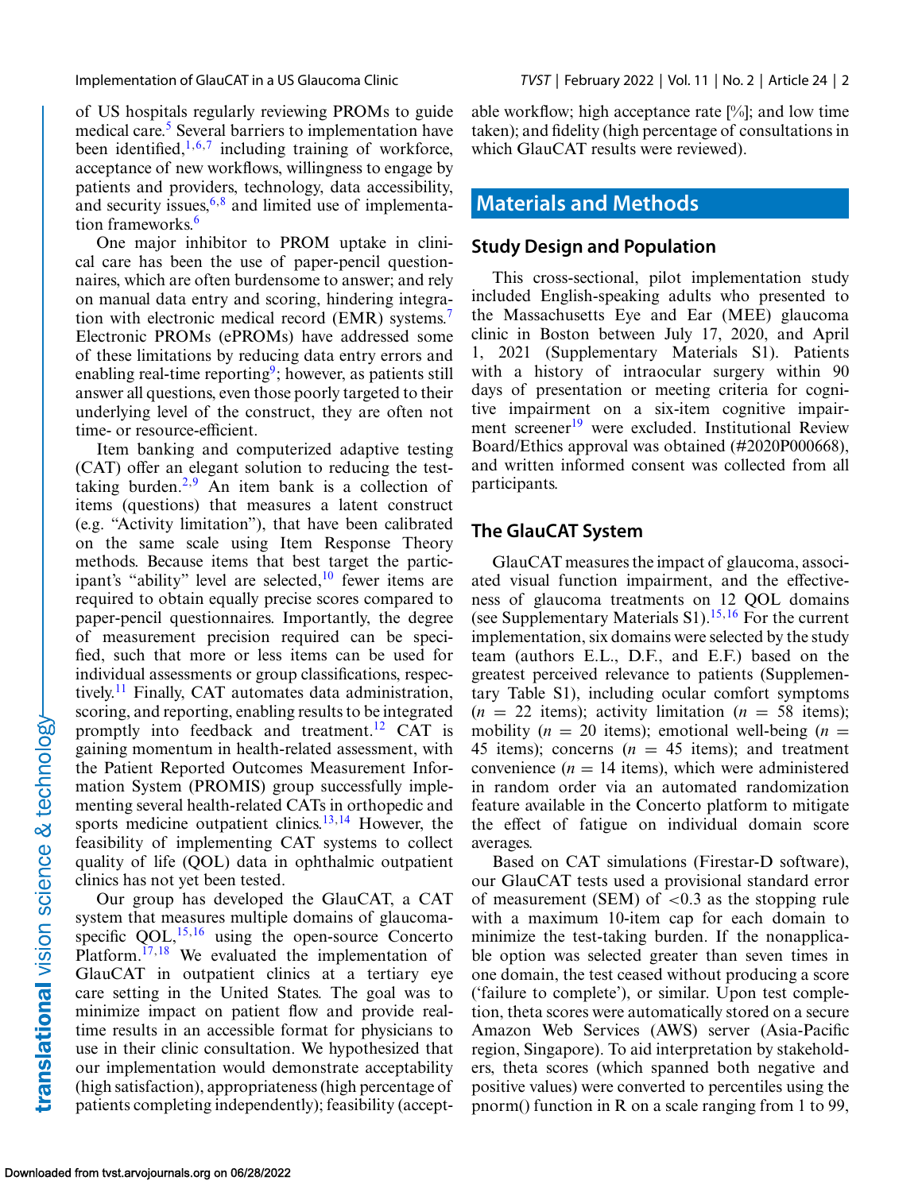of US hospitals regularly reviewing PROMs to guide medical care.[5] Several barriers to implementation have been identified,[1,6,7] including training of workforce, acceptance of new workflows, willingness to engage by patients and providers, technology, data accessibility, and security issues,[6,8] and limited use of implementation frameworks.[6]

One major inhibitor to PROM uptake in clinical care has been the use of paper-pencil questionnaires, which are often burdensome to answer; and rely on manual data entry and scoring, hindering integration with electronic medical record (EMR) systems.[7] Electronic PROMs (ePROMs) have addressed some of these limitations by reducing data entry errors and enabling real-time reporting[9]; however, as patients still answer all questions, even those poorly targeted to their underlying level of the construct, they are often not time- or resource-efficient.

Item banking and computerized adaptive testing (CAT) offer an elegant solution to reducing the test-taking burden.[2,9] An item bank is a collection of items (questions) that measures a latent construct (e.g. "Activity limitation"), that have been calibrated on the same scale using Item Response Theory methods. Because items that best target the participant's "ability" level are selected,[10] fewer items are required to obtain equally precise scores compared to paper-pencil questionnaires. Importantly, the degree of measurement precision required can be specified, such that more or less items can be used for individual assessments or group classifications, respectively.[11] Finally, CAT automates data administration, scoring, and reporting, enabling results to be integrated promptly into feedback and treatment.[12] CAT is gaining momentum in health-related assessment, with the Patient Reported Outcomes Measurement Information System (PROMIS) group successfully implementing several health-related CATs in orthopedic and sports medicine outpatient clinics.[13,14] However, the feasibility of implementing CAT systems to collect quality of life (QOL) data in ophthalmic outpatient clinics has not yet been tested.

Our group has developed the GlauCAT, a CAT system that measures multiple domains of glaucoma-specific QOL,[15,16] using the open-source Concerto Platform.[17,18] We evaluated the implementation of GlauCAT in outpatient clinics at a tertiary eye care setting in the United States. The goal was to minimize impact on patient flow and provide real-time results in an accessible format for physicians to use in their clinic consultation. We hypothesized that our implementation would demonstrate acceptability (high satisfaction), appropriateness (high percentage of patients completing independently); feasibility (acceptable workflow; high acceptance rate [%]; and low time taken); and fidelity (high percentage of consultations in which GlauCAT results were reviewed).

## Materials and Methods

### Study Design and Population

This cross-sectional, pilot implementation study included English-speaking adults who presented to the Massachusetts Eye and Ear (MEE) glaucoma clinic in Boston between July 17, 2020, and April 1, 2021 (Supplementary Materials S1). Patients with a history of intraocular surgery within 90 days of presentation or meeting criteria for cognitive impairment on a six-item cognitive impairment screener[19] were excluded. Institutional Review Board/Ethics approval was obtained (#2020P000668), and written informed consent was collected from all participants.

### The GlauCAT System

GlauCAT measures the impact of glaucoma, associated visual function impairment, and the effectiveness of glaucoma treatments on 12 QOL domains (see Supplementary Materials S1).[15,16] For the current implementation, six domains were selected by the study team (authors E.L., D.F., and E.F.) based on the greatest perceived relevance to patients (Supplementary Table S1), including ocular comfort symptoms ($n$ = 22 items); activity limitation ($n$ = 58 items); mobility ($n$ = 20 items); emotional well-being ($n$ = 45 items); concerns ($n$ = 45 items); and treatment convenience ($n$ = 14 items), which were administered in random order via an automated randomization feature available in the Concerto platform to mitigate the effect of fatigue on individual domain score averages.

Based on CAT simulations (Firestar-D software), our GlauCAT tests used a provisional standard error of measurement (SEM) of <0.3 as the stopping rule with a maximum 10-item cap for each domain to minimize the test-taking burden. If the nonapplicable option was selected greater than seven times in one domain, the test ceased without producing a score ('failure to complete'), or similar. Upon test completion, theta scores were automatically stored on a secure Amazon Web Services (AWS) server (Asia-Pacific region, Singapore). To aid interpretation by stakeholders, theta scores (which spanned both negative and positive values) were converted to percentiles using the pnorm() function in R on a scale ranging from 1 to 99,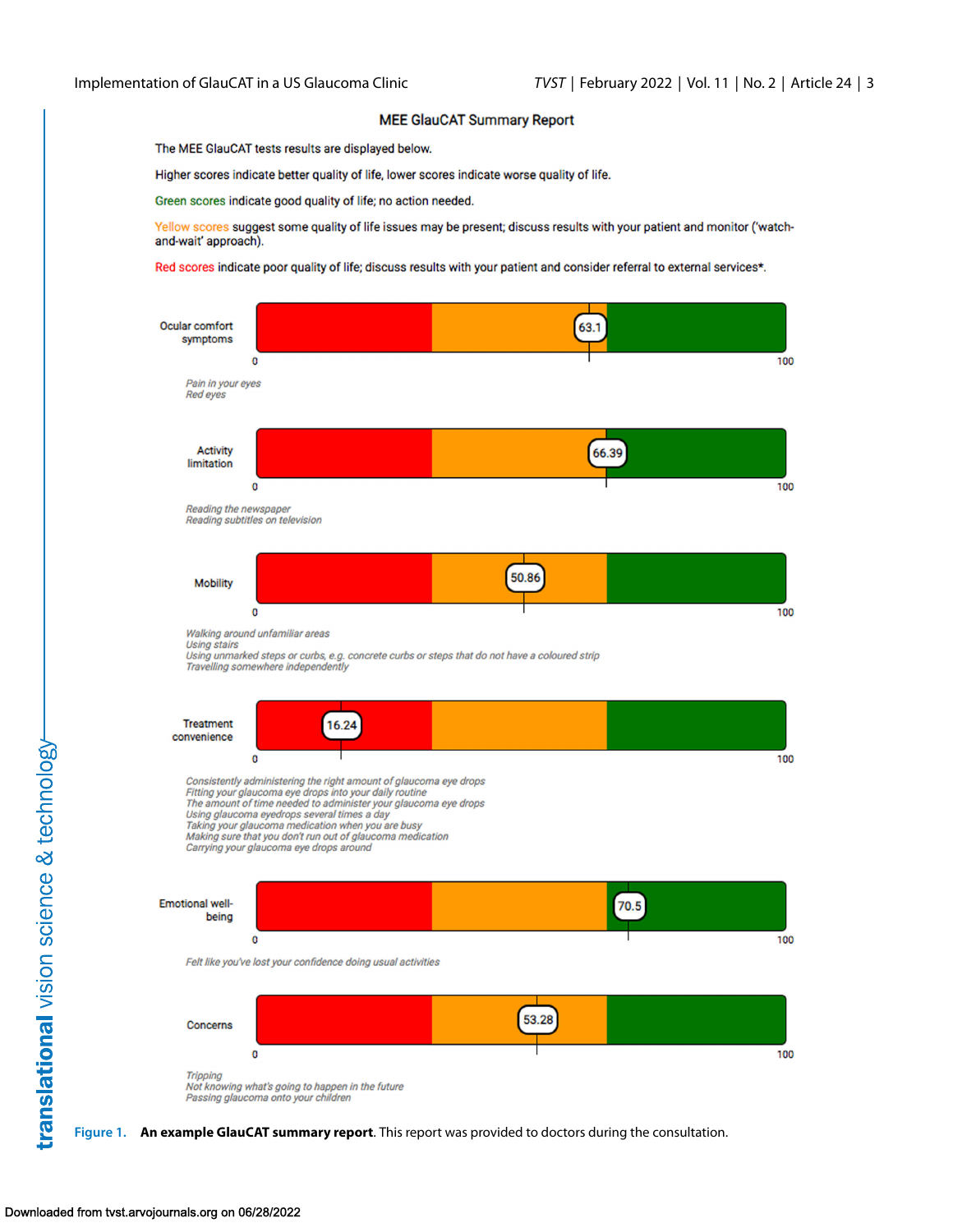## MEE GlauCAT Summary Report

The MEE GlauCAT tests results are displayed below.

Higher scores indicate better quality of life, lower scores indicate worse quality of life.

Green scores indicate good quality of life; no action needed.

Yellow scores suggest some quality of life issues may be present; discuss results with your patient and monitor ('watch-and-wait' approach).

Red scores indicate poor quality of life; discuss results with your patient and consider referral to external services*.

**Ocular comfort symptoms** — 63.1 (scale 0–100)

*Pain in your eyes*
*Red eyes*

**Activity limitation** — 66.39 (scale 0–100)

*Reading the newspaper*
*Reading subtitles on television*

**Mobility** — 50.86 (scale 0–100)

*Walking around unfamiliar areas*
*Using stairs*
*Using unmarked steps or curbs, e.g. concrete curbs or steps that do not have a coloured strip*
*Travelling somewhere independently*

**Treatment convenience** — 16.24 (scale 0–100)

*Consistently administering the right amount of glaucoma eye drops*
*Fitting your glaucoma eye drops into your daily routine*
*The amount of time needed to administer your glaucoma eye drops*
*Using glaucoma eyedrops several times a day*
*Taking your glaucoma medication when you are busy*
*Making sure that you don't run out of glaucoma medication*
*Carrying your glaucoma eye drops around*

**Emotional well-being** — 70.5 (scale 0–100)

*Felt like you've lost your confidence doing usual activities*

**Concerns** — 53.28 (scale 0–100)

*Tripping*
*Not knowing what's going to happen in the future*
*Passing glaucoma onto your children*

**Figure 1.** **An example GlauCAT summary report**. This report was provided to doctors during the consultation.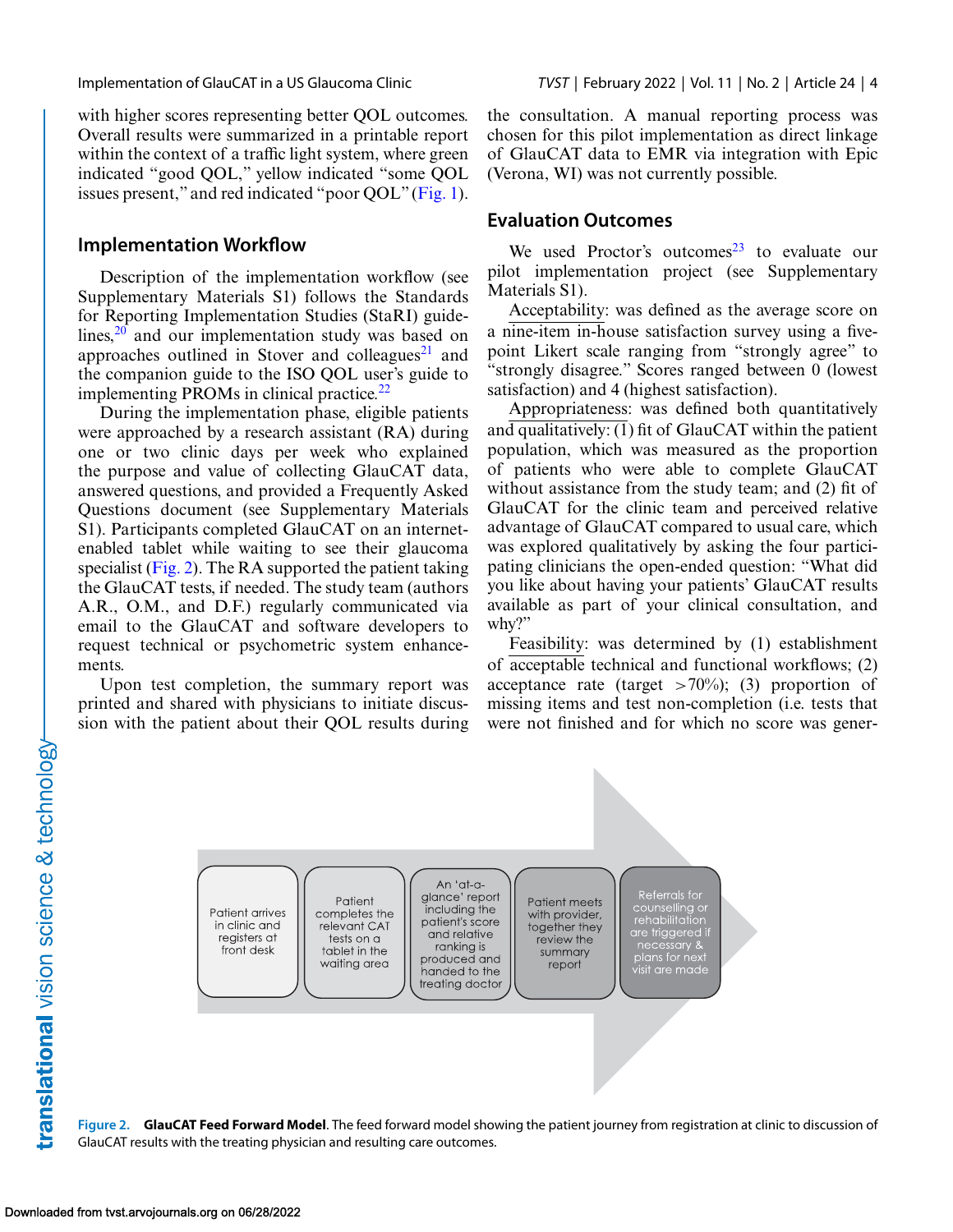with higher scores representing better QOL outcomes. Overall results were summarized in a printable report within the context of a traffic light system, where green indicated "good QOL," yellow indicated "some QOL issues present," and red indicated "poor QOL" (Fig. 1).

## Implementation Workflow

Description of the implementation workflow (see Supplementary Materials S1) follows the Standards for Reporting Implementation Studies (StaRI) guidelines,[20] and our implementation study was based on approaches outlined in Stover and colleagues[21] and the companion guide to the ISO QOL user's guide to implementing PROMs in clinical practice.[22]

During the implementation phase, eligible patients were approached by a research assistant (RA) during one or two clinic days per week who explained the purpose and value of collecting GlauCAT data, answered questions, and provided a Frequently Asked Questions document (see Supplementary Materials S1). Participants completed GlauCAT on an internet-enabled tablet while waiting to see their glaucoma specialist (Fig. 2). The RA supported the patient taking the GlauCAT tests, if needed. The study team (authors A.R., O.M., and D.F.) regularly communicated via email to the GlauCAT and software developers to request technical or psychometric system enhancements.

Upon test completion, the summary report was printed and shared with physicians to initiate discussion with the patient about their QOL results during the consultation. A manual reporting process was chosen for this pilot implementation as direct linkage of GlauCAT data to EMR via integration with Epic (Verona, WI) was not currently possible.

## Evaluation Outcomes

We used Proctor's outcomes[23] to evaluate our pilot implementation project (see Supplementary Materials S1).

Acceptability: was defined as the average score on a nine-item in-house satisfaction survey using a five-point Likert scale ranging from "strongly agree" to "strongly disagree." Scores ranged between 0 (lowest satisfaction) and 4 (highest satisfaction).

Appropriateness: was defined both quantitatively and qualitatively: (1) fit of GlauCAT within the patient population, which was measured as the proportion of patients who were able to complete GlauCAT without assistance from the study team; and (2) fit of GlauCAT for the clinic team and perceived relative advantage of GlauCAT compared to usual care, which was explored qualitatively by asking the four participating clinicians the open-ended question: "What did you like about having your patients' GlauCAT results available as part of your clinical consultation, and why?"

Feasibility: was determined by (1) establishment of acceptable technical and functional workflows; (2) acceptance rate (target >70%); (3) proportion of missing items and test non-completion (i.e. tests that were not finished and for which no score was gener-

Patient arrives in clinic and registers at front desk → Patient completes the relevant CAT tests on a tablet in the waiting area → An 'at-a-glance' report including the patient's score and relative ranking is produced and handed to the treating doctor → Patient meets with provider, together they review the summary report → Referrals for counselling or rehabilitation are triggered if necessary & plans for next visit are made

**Figure 2. GlauCAT Feed Forward Model**. The feed forward model showing the patient journey from registration at clinic to discussion of GlauCAT results with the treating physician and resulting care outcomes.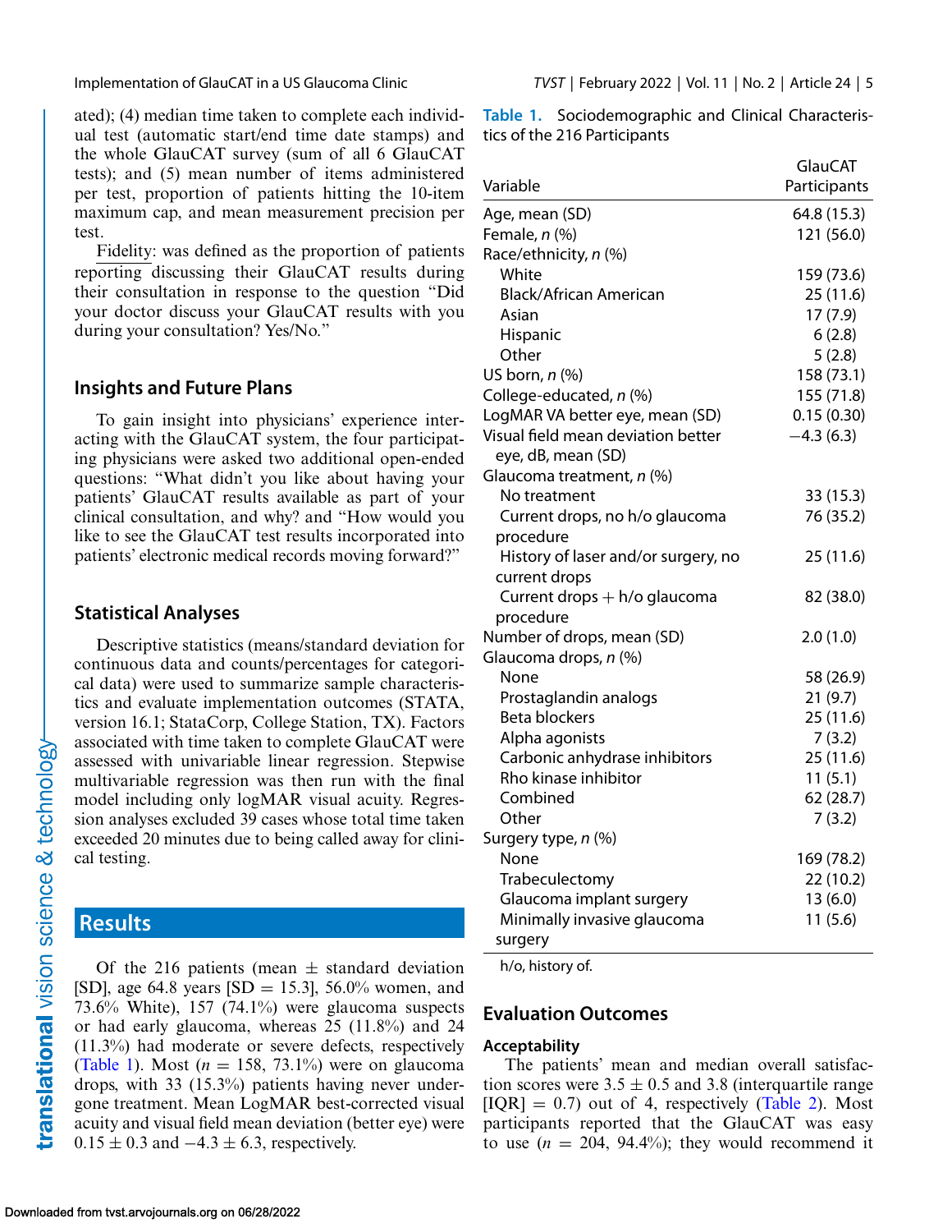ated); (4) median time taken to complete each individual test (automatic start/end time date stamps) and the whole GlauCAT survey (sum of all 6 GlauCAT tests); and (5) mean number of items administered per test, proportion of patients hitting the 10-item maximum cap, and mean measurement precision per test.

Fidelity: was defined as the proportion of patients reporting discussing their GlauCAT results during their consultation in response to the question "Did your doctor discuss your GlauCAT results with you during your consultation? Yes/No."

### Insights and Future Plans

To gain insight into physicians' experience interacting with the GlauCAT system, the four participating physicians were asked two additional open-ended questions: "What didn't you like about having your patients' GlauCAT results available as part of your clinical consultation, and why? and "How would you like to see the GlauCAT test results incorporated into patients' electronic medical records moving forward?"

### Statistical Analyses

Descriptive statistics (means/standard deviation for continuous data and counts/percentages for categorical data) were used to summarize sample characteristics and evaluate implementation outcomes (STATA, version 16.1; StataCorp, College Station, TX). Factors associated with time taken to complete GlauCAT were assessed with univariable linear regression. Stepwise multivariable regression was then run with the final model including only logMAR visual acuity. Regression analyses excluded 39 cases whose total time taken exceeded 20 minutes due to being called away for clinical testing.

## Results

Of the 216 patients (mean ± standard deviation [SD], age 64.8 years [SD = 15.3], 56.0% women, and 73.6% White), 157 (74.1%) were glaucoma suspects or had early glaucoma, whereas 25 (11.8%) and 24 (11.3%) had moderate or severe defects, respectively (Table 1). Most ($n$ = 158, 73.1%) were on glaucoma drops, with 33 (15.3%) patients having never undergone treatment. Mean LogMAR best-corrected visual acuity and visual field mean deviation (better eye) were 0.15 ± 0.3 and −4.3 ± 6.3, respectively.

**Table 1.** Sociodemographic and Clinical Characteristics of the 216 Participants

| Variable | GlauCAT Participants |
|---|---|
| Age, mean (SD) | 64.8 (15.3) |
| Female, $n$ (%) | 121 (56.0) |
| Race/ethnicity, $n$ (%) | |
| White | 159 (73.6) |
| Black/African American | 25 (11.6) |
| Asian | 17 (7.9) |
| Hispanic | 6 (2.8) |
| Other | 5 (2.8) |
| US born, $n$ (%) | 158 (73.1) |
| College-educated, $n$ (%) | 155 (71.8) |
| LogMAR VA better eye, mean (SD) | 0.15 (0.30) |
| Visual field mean deviation better eye, dB, mean (SD) | −4.3 (6.3) |
| Glaucoma treatment, $n$ (%) | |
| No treatment | 33 (15.3) |
| Current drops, no h/o glaucoma procedure | 76 (35.2) |
| History of laser and/or surgery, no current drops | 25 (11.6) |
| Current drops + h/o glaucoma procedure | 82 (38.0) |
| Number of drops, mean (SD) | 2.0 (1.0) |
| Glaucoma drops, $n$ (%) | |
| None | 58 (26.9) |
| Prostaglandin analogs | 21 (9.7) |
| Beta blockers | 25 (11.6) |
| Alpha agonists | 7 (3.2) |
| Carbonic anhydrase inhibitors | 25 (11.6) |
| Rho kinase inhibitor | 11 (5.1) |
| Combined | 62 (28.7) |
| Other | 7 (3.2) |
| Surgery type, $n$ (%) | |
| None | 169 (78.2) |
| Trabeculectomy | 22 (10.2) |
| Glaucoma implant surgery | 13 (6.0) |
| Minimally invasive glaucoma surgery | 11 (5.6) |

h/o, history of.

## Evaluation Outcomes

### Acceptability

The patients' mean and median overall satisfaction scores were 3.5 ± 0.5 and 3.8 (interquartile range [IQR] = 0.7) out of 4, respectively (Table 2). Most participants reported that the GlauCAT was easy to use ($n$ = 204, 94.4%); they would recommend it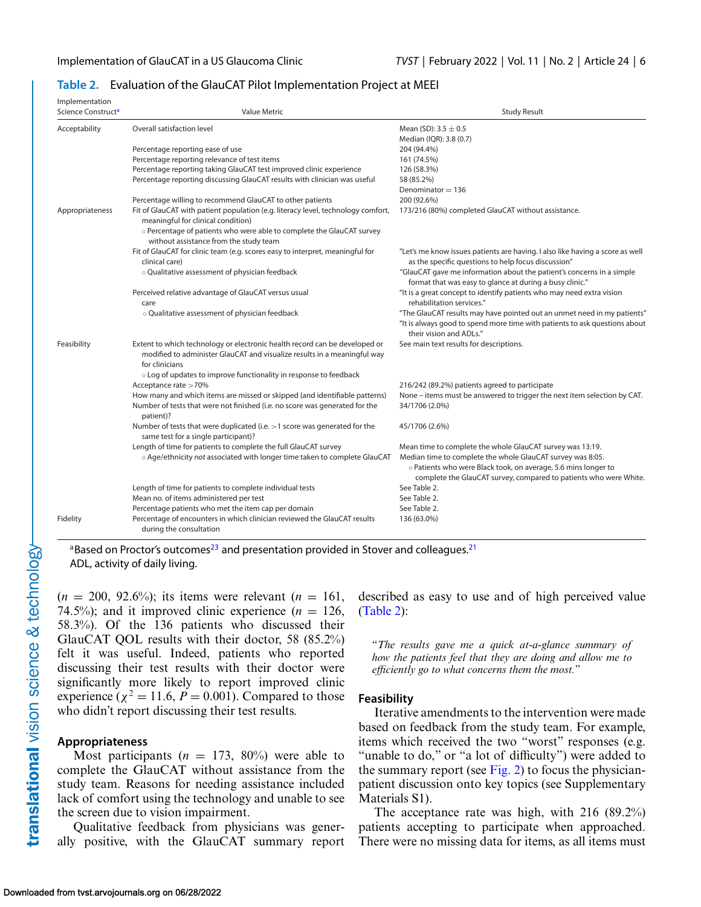**Table 2.** Evaluation of the GlauCAT Pilot Implementation Project at MEEI

| Implementation Science Construct[a] | Value Metric | Study Result |
|---|---|---|
| Acceptability | Overall satisfaction level | Mean (SD): 3.5 ± 0.5<br>Median (IQR): 3.8 (0.7) |
| | Percentage reporting ease of use | 204 (94.4%) |
| | Percentage reporting relevance of test items | 161 (74.5%) |
| | Percentage reporting taking GlauCAT test improved clinic experience | 126 (58.3%) |
| | Percentage reporting discussing GlauCAT results with clinician was useful | 58 (85.2%)<br>Denominator = 136 |
| | Percentage willing to recommend GlauCAT to other patients | 200 (92.6%) |
| Appropriateness | Fit of GlauCAT with patient population (e.g. literacy level, technology comfort, meaningful for clinical condition)<br>○ Percentage of patients who were able to complete the GlauCAT survey without assistance from the study team | 173/216 (80%) completed GlauCAT without assistance. |
| | Fit of GlauCAT for clinic team (e.g. scores easy to interpret, meaningful for clinical care)<br>○ Qualitative assessment of physician feedback | "Let's me know issues patients are having. I also like having a score as well as the specific questions to help focus discussion"<br>"GlauCAT gave me information about the patient's concerns in a simple format that was easy to glance at during a busy clinic." |
| | Perceived relative advantage of GlauCAT versus usual care<br>○ Qualitative assessment of physician feedback | "It is a great concept to identify patients who may need extra vision rehabilitation services."<br>"The GlauCAT results may have pointed out an unmet need in my patients"<br>"It is always good to spend more time with patients to ask questions about their vision and ADLs." |
| Feasibility | Extent to which technology or electronic health record can be developed or modified to administer GlauCAT and visualize results in a meaningful way for clinicians<br>○ Log of updates to improve functionality in response to feedback | See main text results for descriptions. |
| | Acceptance rate >70% | 216/242 (89.2%) patients agreed to participate |
| | How many and which items are missed or skipped (and identifiable patterns) | None – items must be answered to trigger the next item selection by CAT. |
| | Number of tests that were not finished (i.e. no score was generated for the patient)? | 34/1706 (2.0%) |
| | Number of tests that were duplicated (i.e. >1 score was generated for the same test for a single participant)? | 45/1706 (2.6%) |
| | Length of time for patients to complete the full GlauCAT survey<br>○ Age/ethnicity *not* associated with longer time taken to complete GlauCAT | Mean time to complete the whole GlauCAT survey was 13:19.<br>Median time to complete the whole GlauCAT survey was 8:05.<br>○ Patients who were Black took, on average, 5.6 mins longer to complete the GlauCAT survey, compared to patients who were White. |
| | Length of time for patients to complete individual tests | See Table 2. |
| | Mean no. of items administered per test | See Table 2. |
| | Percentage patients who met the item cap per domain | See Table 2. |
| Fidelity | Percentage of encounters in which clinician reviewed the GlauCAT results during the consultation | 136 (63.0%) |

[a]Based on Proctor's outcomes[23] and presentation provided in Stover and colleagues.[21]
ADL, activity of daily living.

($n$ = 200, 92.6%); its items were relevant ($n$ = 161, 74.5%); and it improved clinic experience ($n$ = 126, 58.3%). Of the 136 patients who discussed their GlauCAT QOL results with their doctor, 58 (85.2%) felt it was useful. Indeed, patients who reported discussing their test results with their doctor were significantly more likely to report improved clinic experience ($\chi^2 = 11.6$, $P = 0.001$). Compared to those who didn't report discussing their test results.

### Appropriateness

Most participants ($n$ = 173, 80%) were able to complete the GlauCAT without assistance from the study team. Reasons for needing assistance included lack of comfort using the technology and unable to see the screen due to vision impairment.

Qualitative feedback from physicians was generally positive, with the GlauCAT summary report described as easy to use and of high perceived value (Table 2):

> "*The results gave me a quick at-a-glance summary of how the patients feel that they are doing and allow me to efficiently go to what concerns them the most.*"

### Feasibility

Iterative amendments to the intervention were made based on feedback from the study team. For example, items which received the two "worst" responses (e.g. "unable to do," or "a lot of difficulty") were added to the summary report (see Fig. 2) to focus the physician-patient discussion onto key topics (see Supplementary Materials S1).

The acceptance rate was high, with 216 (89.2%) patients accepting to participate when approached. There were no missing data for items, as all items must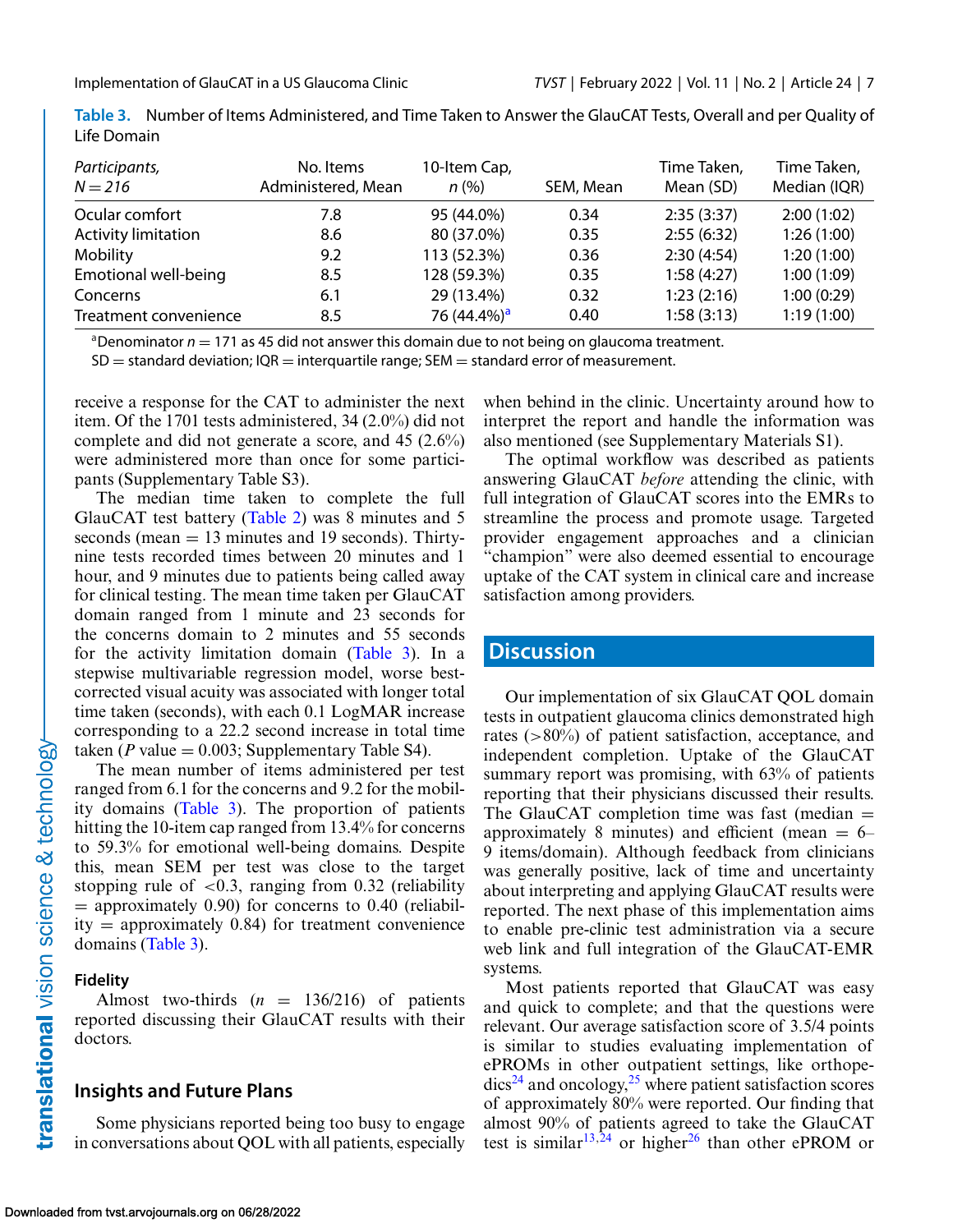Table 3. Number of Items Administered, and Time Taken to Answer the GlauCAT Tests, Overall and per Quality of Life Domain

| *Participants, N = 216* | No. Items Administered, Mean | 10-Item Cap, *n* (%) | SEM, Mean | Time Taken, Mean (SD) | Time Taken, Median (IQR) |
|---|---|---|---|---|---|
| Ocular comfort | 7.8 | 95 (44.0%) | 0.34 | 2:35 (3:37) | 2:00 (1:02) |
| Activity limitation | 8.6 | 80 (37.0%) | 0.35 | 2:55 (6:32) | 1:26 (1:00) |
| Mobility | 9.2 | 113 (52.3%) | 0.36 | 2:30 (4:54) | 1:20 (1:00) |
| Emotional well-being | 8.5 | 128 (59.3%) | 0.35 | 1:58 (4:27) | 1:00 (1:09) |
| Concerns | 6.1 | 29 (13.4%) | 0.32 | 1:23 (2:16) | 1:00 (0:29) |
| Treatment convenience | 8.5 | 76 (44.4%)[a] | 0.40 | 1:58 (3:13) | 1:19 (1:00) |

[a]Denominator $n = 171$ as 45 did not answer this domain due to not being on glaucoma treatment.

SD = standard deviation; IQR = interquartile range; SEM = standard error of measurement.

receive a response for the CAT to administer the next item. Of the 1701 tests administered, 34 (2.0%) did not complete and did not generate a score, and 45 (2.6%) were administered more than once for some participants (Supplementary Table S3).

The median time taken to complete the full GlauCAT test battery (Table 2) was 8 minutes and 5 seconds (mean = 13 minutes and 19 seconds). Thirty-nine tests recorded times between 20 minutes and 1 hour, and 9 minutes due to patients being called away for clinical testing. The mean time taken per GlauCAT domain ranged from 1 minute and 23 seconds for the concerns domain to 2 minutes and 55 seconds for the activity limitation domain (Table 3). In a stepwise multivariable regression model, worse best-corrected visual acuity was associated with longer total time taken (seconds), with each 0.1 LogMAR increase corresponding to a 22.2 second increase in total time taken ($P$ value = 0.003; Supplementary Table S4).

The mean number of items administered per test ranged from 6.1 for the concerns and 9.2 for the mobility domains (Table 3). The proportion of patients hitting the 10-item cap ranged from 13.4% for concerns to 59.3% for emotional well-being domains. Despite this, mean SEM per test was close to the target stopping rule of <0.3, ranging from 0.32 (reliability = approximately 0.90) for concerns to 0.40 (reliability = approximately 0.84) for treatment convenience domains (Table 3).

### Fidelity

Almost two-thirds ($n$ = 136/216) of patients reported discussing their GlauCAT results with their doctors.

## Insights and Future Plans

Some physicians reported being too busy to engage in conversations about QOL with all patients, especially when behind in the clinic. Uncertainty around how to interpret the report and handle the information was also mentioned (see Supplementary Materials S1).

The optimal workflow was described as patients answering GlauCAT *before* attending the clinic, with full integration of GlauCAT scores into the EMRs to streamline the process and promote usage. Targeted provider engagement approaches and a clinician "champion" were also deemed essential to encourage uptake of the CAT system in clinical care and increase satisfaction among providers.

## Discussion

Our implementation of six GlauCAT QOL domain tests in outpatient glaucoma clinics demonstrated high rates (>80%) of patient satisfaction, acceptance, and independent completion. Uptake of the GlauCAT summary report was promising, with 63% of patients reporting that their physicians discussed their results. The GlauCAT completion time was fast (median = approximately 8 minutes) and efficient (mean = 6–9 items/domain). Although feedback from clinicians was generally positive, lack of time and uncertainty about interpreting and applying GlauCAT results were reported. The next phase of this implementation aims to enable pre-clinic test administration via a secure web link and full integration of the GlauCAT-EMR systems.

Most patients reported that GlauCAT was easy and quick to complete; and that the questions were relevant. Our average satisfaction score of 3.5/4 points is similar to studies evaluating implementation of ePROMs in other outpatient settings, like orthopedics[24] and oncology,[25] where patient satisfaction scores of approximately 80% were reported. Our finding that almost 90% of patients agreed to take the GlauCAT test is similar[13,24] or higher[26] than other ePROM or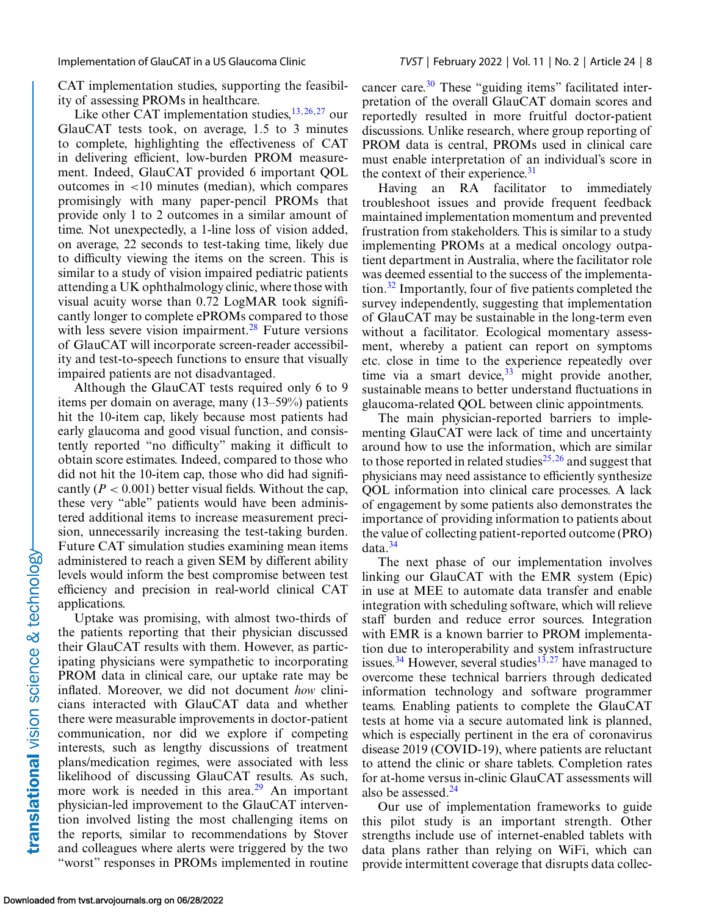CAT implementation studies, supporting the feasibility of assessing PROMs in healthcare.

Like other CAT implementation studies,[13,26,27] our GlauCAT tests took, on average, 1.5 to 3 minutes to complete, highlighting the effectiveness of CAT in delivering efficient, low-burden PROM measurement. Indeed, GlauCAT provided 6 important QOL outcomes in <10 minutes (median), which compares promisingly with many paper-pencil PROMs that provide only 1 to 2 outcomes in a similar amount of time. Not unexpectedly, a 1-line loss of vision added, on average, 22 seconds to test-taking time, likely due to difficulty viewing the items on the screen. This is similar to a study of vision impaired pediatric patients attending a UK ophthalmology clinic, where those with visual acuity worse than 0.72 LogMAR took significantly longer to complete ePROMs compared to those with less severe vision impairment.[28] Future versions of GlauCAT will incorporate screen-reader accessibility and test-to-speech functions to ensure that visually impaired patients are not disadvantaged.

Although the GlauCAT tests required only 6 to 9 items per domain on average, many (13–59%) patients hit the 10-item cap, likely because most patients had early glaucoma and good visual function, and consistently reported "no difficulty" making it difficult to obtain score estimates. Indeed, compared to those who did not hit the 10-item cap, those who did had significantly ($P < 0.001$) better visual fields. Without the cap, these very "able" patients would have been administered additional items to increase measurement precision, unnecessarily increasing the test-taking burden. Future CAT simulation studies examining mean items administered to reach a given SEM by different ability levels would inform the best compromise between test efficiency and precision in real-world clinical CAT applications.

Uptake was promising, with almost two-thirds of the patients reporting that their physician discussed their GlauCAT results with them. However, as participating physicians were sympathetic to incorporating PROM data in clinical care, our uptake rate may be inflated. Moreover, we did not document *how* clinicians interacted with GlauCAT data and whether there were measurable improvements in doctor-patient communication, nor did we explore if competing interests, such as lengthy discussions of treatment plans/medication regimes, were associated with less likelihood of discussing GlauCAT results. As such, more work is needed in this area.[29] An important physician-led improvement to the GlauCAT intervention involved listing the most challenging items on the reports, similar to recommendations by Stover and colleagues where alerts were triggered by the two "worst" responses in PROMs implemented in routine cancer care.[30] These "guiding items" facilitated interpretation of the overall GlauCAT domain scores and reportedly resulted in more fruitful doctor-patient discussions. Unlike research, where group reporting of PROM data is central, PROMs used in clinical care must enable interpretation of an individual's score in the context of their experience.[31]

Having an RA facilitator to immediately troubleshoot issues and provide frequent feedback maintained implementation momentum and prevented frustration from stakeholders. This is similar to a study implementing PROMs at a medical oncology outpatient department in Australia, where the facilitator role was deemed essential to the success of the implementation.[32] Importantly, four of five patients completed the survey independently, suggesting that implementation of GlauCAT may be sustainable in the long-term even without a facilitator. Ecological momentary assessment, whereby a patient can report on symptoms etc. close in time to the experience repeatedly over time via a smart device,[33] might provide another, sustainable means to better understand fluctuations in glaucoma-related QOL between clinic appointments.

The main physician-reported barriers to implementing GlauCAT were lack of time and uncertainty around how to use the information, which are similar to those reported in related studies[25,26] and suggest that physicians may need assistance to efficiently synthesize QOL information into clinical care processes. A lack of engagement by some patients also demonstrates the importance of providing information to patients about the value of collecting patient-reported outcome (PRO) data.[34]

The next phase of our implementation involves linking our GlauCAT with the EMR system (Epic) in use at MEE to automate data transfer and enable integration with scheduling software, which will relieve staff burden and reduce error sources. Integration with EMR is a known barrier to PROM implementation due to interoperability and system infrastructure issues.[34] However, several studies[13,27] have managed to overcome these technical barriers through dedicated information technology and software programmer teams. Enabling patients to complete the GlauCAT tests at home via a secure automated link is planned, which is especially pertinent in the era of coronavirus disease 2019 (COVID-19), where patients are reluctant to attend the clinic or share tablets. Completion rates for at-home versus in-clinic GlauCAT assessments will also be assessed.[24]

Our use of implementation frameworks to guide this pilot study is an important strength. Other strengths include use of internet-enabled tablets with data plans rather than relying on WiFi, which can provide intermittent coverage that disrupts data collec-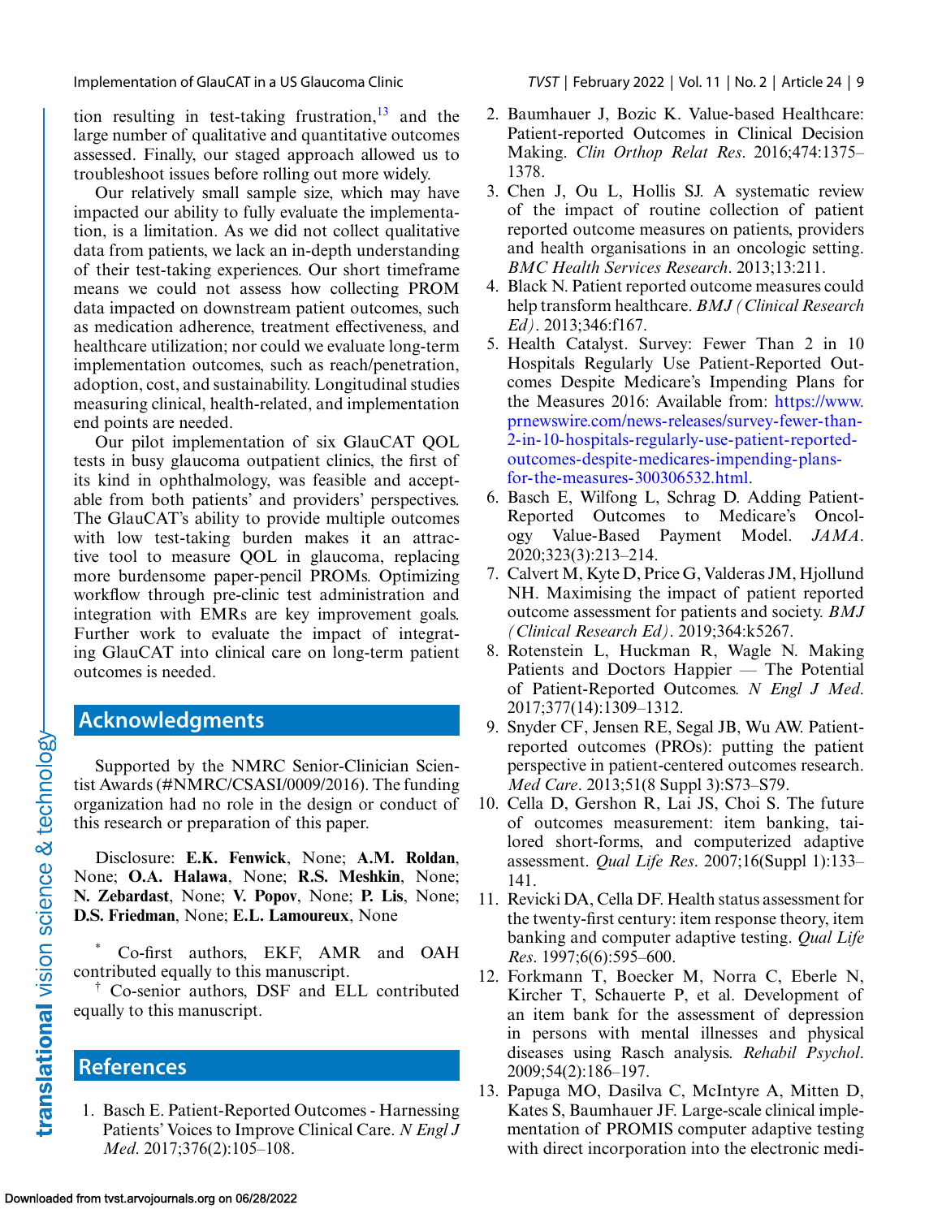tion resulting in test-taking frustration,[13] and the large number of qualitative and quantitative outcomes assessed. Finally, our staged approach allowed us to troubleshoot issues before rolling out more widely.

Our relatively small sample size, which may have impacted our ability to fully evaluate the implementation, is a limitation. As we did not collect qualitative data from patients, we lack an in-depth understanding of their test-taking experiences. Our short timeframe means we could not assess how collecting PROM data impacted on downstream patient outcomes, such as medication adherence, treatment effectiveness, and healthcare utilization; nor could we evaluate long-term implementation outcomes, such as reach/penetration, adoption, cost, and sustainability. Longitudinal studies measuring clinical, health-related, and implementation end points are needed.

Our pilot implementation of six GlauCAT QOL tests in busy glaucoma outpatient clinics, the first of its kind in ophthalmology, was feasible and acceptable from both patients' and providers' perspectives. The GlauCAT's ability to provide multiple outcomes with low test-taking burden makes it an attractive tool to measure QOL in glaucoma, replacing more burdensome paper-pencil PROMs. Optimizing workflow through pre-clinic test administration and integration with EMRs are key improvement goals. Further work to evaluate the impact of integrating GlauCAT into clinical care on long-term patient outcomes is needed.

## Acknowledgments

Supported by the NMRC Senior-Clinician Scientist Awards (#NMRC/CSASI/0009/2016). The funding organization had no role in the design or conduct of this research or preparation of this paper.

Disclosure: **E.K. Fenwick**, None; **A.M. Roldan**, None; **O.A. Halawa**, None; **R.S. Meshkin**, None; **N. Zebardast**, None; **V. Popov**, None; **P. Lis**, None; **D.S. Friedman**, None; **E.L. Lamoureux**, None

[*] Co-first authors, EKF, AMR and OAH contributed equally to this manuscript.

[†] Co-senior authors, DSF and ELL contributed equally to this manuscript.

## References

1. Basch E. Patient-Reported Outcomes - Harnessing Patients' Voices to Improve Clinical Care. *N Engl J Med*. 2017;376(2):105–108.
2. Baumhauer J, Bozic K. Value-based Healthcare: Patient-reported Outcomes in Clinical Decision Making. *Clin Orthop Relat Res*. 2016;474:1375–1378.
3. Chen J, Ou L, Hollis SJ. A systematic review of the impact of routine collection of patient reported outcome measures on patients, providers and health organisations in an oncologic setting. *BMC Health Services Research*. 2013;13:211.
4. Black N. Patient reported outcome measures could help transform healthcare. *BMJ (Clinical Research Ed)*. 2013;346:f167.
5. Health Catalyst. Survey: Fewer Than 2 in 10 Hospitals Regularly Use Patient-Reported Outcomes Despite Medicare's Impending Plans for the Measures 2016: Available from: https://www.prnewswire.com/news-releases/survey-fewer-than-2-in-10-hospitals-regularly-use-patient-reported-outcomes-despite-medicares-impending-plans-for-the-measures-300306532.html.
6. Basch E, Wilfong L, Schrag D. Adding Patient-Reported Outcomes to Medicare's Oncology Value-Based Payment Model. *JAMA*. 2020;323(3):213–214.
7. Calvert M, Kyte D, Price G, Valderas JM, Hjollund NH. Maximising the impact of patient reported outcome assessment for patients and society. *BMJ (Clinical Research Ed)*. 2019;364:k5267.
8. Rotenstein L, Huckman R, Wagle N. Making Patients and Doctors Happier — The Potential of Patient-Reported Outcomes. *N Engl J Med*. 2017;377(14):1309–1312.
9. Snyder CF, Jensen RE, Segal JB, Wu AW. Patient-reported outcomes (PROs): putting the patient perspective in patient-centered outcomes research. *Med Care*. 2013;51(8 Suppl 3):S73–S79.
10. Cella D, Gershon R, Lai JS, Choi S. The future of outcomes measurement: item banking, tailored short-forms, and computerized adaptive assessment. *Qual Life Res*. 2007;16(Suppl 1):133–141.
11. Revicki DA, Cella DF. Health status assessment for the twenty-first century: item response theory, item banking and computer adaptive testing. *Qual Life Res*. 1997;6(6):595–600.
12. Forkmann T, Boecker M, Norra C, Eberle N, Kircher T, Schauerte P, et al. Development of an item bank for the assessment of depression in persons with mental illnesses and physical diseases using Rasch analysis. *Rehabil Psychol*. 2009;54(2):186–197.
13. Papuga MO, Dasilva C, McIntyre A, Mitten D, Kates S, Baumhauer JF. Large-scale clinical implementation of PROMIS computer adaptive testing with direct incorporation into the electronic medi-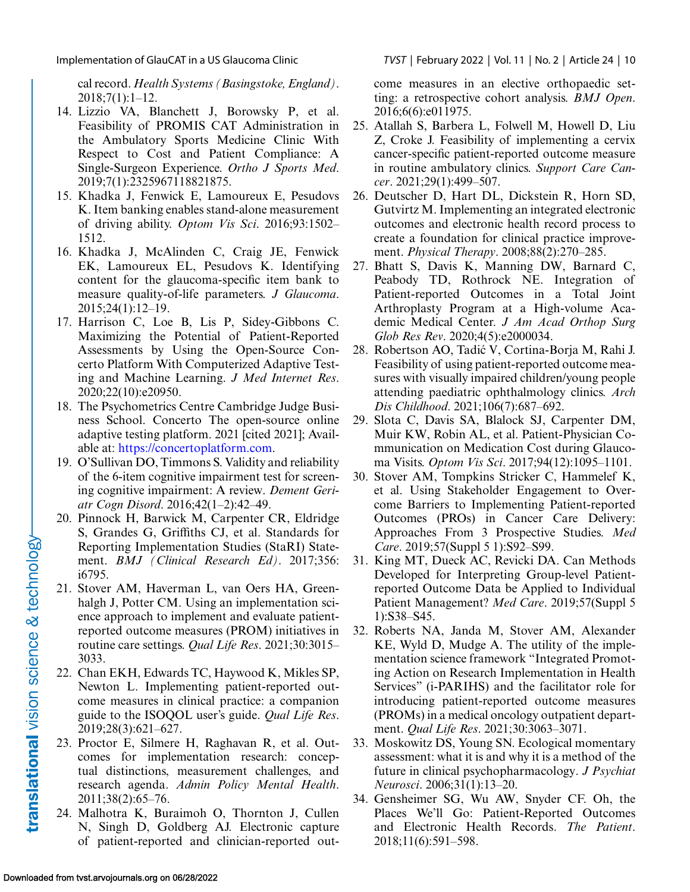cal record. *Health Systems (Basingstoke, England)*. 2018;7(1):1–12.

14. Lizzio VA, Blanchett J, Borowsky P, et al. Feasibility of PROMIS CAT Administration in the Ambulatory Sports Medicine Clinic With Respect to Cost and Patient Compliance: A Single-Surgeon Experience. *Ortho J Sports Med*. 2019;7(1):2325967118821875.
15. Khadka J, Fenwick E, Lamoureux E, Pesudovs K. Item banking enables stand-alone measurement of driving ability. *Optom Vis Sci*. 2016;93:1502–1512.
16. Khadka J, McAlinden C, Craig JE, Fenwick EK, Lamoureux EL, Pesudovs K. Identifying content for the glaucoma-specific item bank to measure quality-of-life parameters. *J Glaucoma*. 2015;24(1):12–19.
17. Harrison C, Loe B, Lis P, Sidey-Gibbons C. Maximizing the Potential of Patient-Reported Assessments by Using the Open-Source Concerto Platform With Computerized Adaptive Testing and Machine Learning. *J Med Internet Res*. 2020;22(10):e20950.
18. The Psychometrics Centre Cambridge Judge Business School. Concerto The open-source online adaptive testing platform. 2021 [cited 2021]; Available at: https://concertoplatform.com.
19. O'Sullivan DO, Timmons S. Validity and reliability of the 6-item cognitive impairment test for screening cognitive impairment: A review. *Dement Geriatr Cogn Disord*. 2016;42(1–2):42–49.
20. Pinnock H, Barwick M, Carpenter CR, Eldridge S, Grandes G, Griffiths CJ, et al. Standards for Reporting Implementation Studies (StaRI) Statement. *BMJ (Clinical Research Ed)*. 2017;356: i6795.
21. Stover AM, Haverman L, van Oers HA, Greenhalgh J, Potter CM. Using an implementation science approach to implement and evaluate patient-reported outcome measures (PROM) initiatives in routine care settings. *Qual Life Res*. 2021;30:3015–3033.
22. Chan EKH, Edwards TC, Haywood K, Mikles SP, Newton L. Implementing patient-reported outcome measures in clinical practice: a companion guide to the ISOQOL user's guide. *Qual Life Res*. 2019;28(3):621–627.
23. Proctor E, Silmere H, Raghavan R, et al. Outcomes for implementation research: conceptual distinctions, measurement challenges, and research agenda. *Admin Policy Mental Health*. 2011;38(2):65–76.
24. Malhotra K, Buraimoh O, Thornton J, Cullen N, Singh D, Goldberg AJ. Electronic capture of patient-reported and clinician-reported outcome measures in an elective orthopaedic setting: a retrospective cohort analysis. *BMJ Open*. 2016;6(6):e011975.
25. Atallah S, Barbera L, Folwell M, Howell D, Liu Z, Croke J. Feasibility of implementing a cervix cancer-specific patient-reported outcome measure in routine ambulatory clinics. *Support Care Cancer*. 2021;29(1):499–507.
26. Deutscher D, Hart DL, Dickstein R, Horn SD, Gutvirtz M. Implementing an integrated electronic outcomes and electronic health record process to create a foundation for clinical practice improvement. *Physical Therapy*. 2008;88(2):270–285.
27. Bhatt S, Davis K, Manning DW, Barnard C, Peabody TD, Rothrock NE. Integration of Patient-reported Outcomes in a Total Joint Arthroplasty Program at a High-volume Academic Medical Center. *J Am Acad Orthop Surg Glob Res Rev*. 2020;4(5):e2000034.
28. Robertson AO, Tadić V, Cortina-Borja M, Rahi J. Feasibility of using patient-reported outcome measures with visually impaired children/young people attending paediatric ophthalmology clinics. *Arch Dis Childhood*. 2021;106(7):687–692.
29. Slota C, Davis SA, Blalock SJ, Carpenter DM, Muir KW, Robin AL, et al. Patient-Physician Communication on Medication Cost during Glaucoma Visits. *Optom Vis Sci*. 2017;94(12):1095–1101.
30. Stover AM, Tompkins Stricker C, Hammelef K, et al. Using Stakeholder Engagement to Overcome Barriers to Implementing Patient-reported Outcomes (PROs) in Cancer Care Delivery: Approaches From 3 Prospective Studies. *Med Care*. 2019;57(Suppl 5 1):S92–S99.
31. King MT, Dueck AC, Revicki DA. Can Methods Developed for Interpreting Group-level Patient-reported Outcome Data be Applied to Individual Patient Management? *Med Care*. 2019;57(Suppl 5 1):S38–S45.
32. Roberts NA, Janda M, Stover AM, Alexander KE, Wyld D, Mudge A. The utility of the implementation science framework "Integrated Promoting Action on Research Implementation in Health Services" (i-PARIHS) and the facilitator role for introducing patient-reported outcome measures (PROMs) in a medical oncology outpatient department. *Qual Life Res*. 2021;30:3063–3071.
33. Moskowitz DS, Young SN. Ecological momentary assessment: what it is and why it is a method of the future in clinical psychopharmacology. *J Psychiat Neurosci*. 2006;31(1):13–20.
34. Gensheimer SG, Wu AW, Snyder CF. Oh, the Places We'll Go: Patient-Reported Outcomes and Electronic Health Records. *The Patient*. 2018;11(6):591–598.